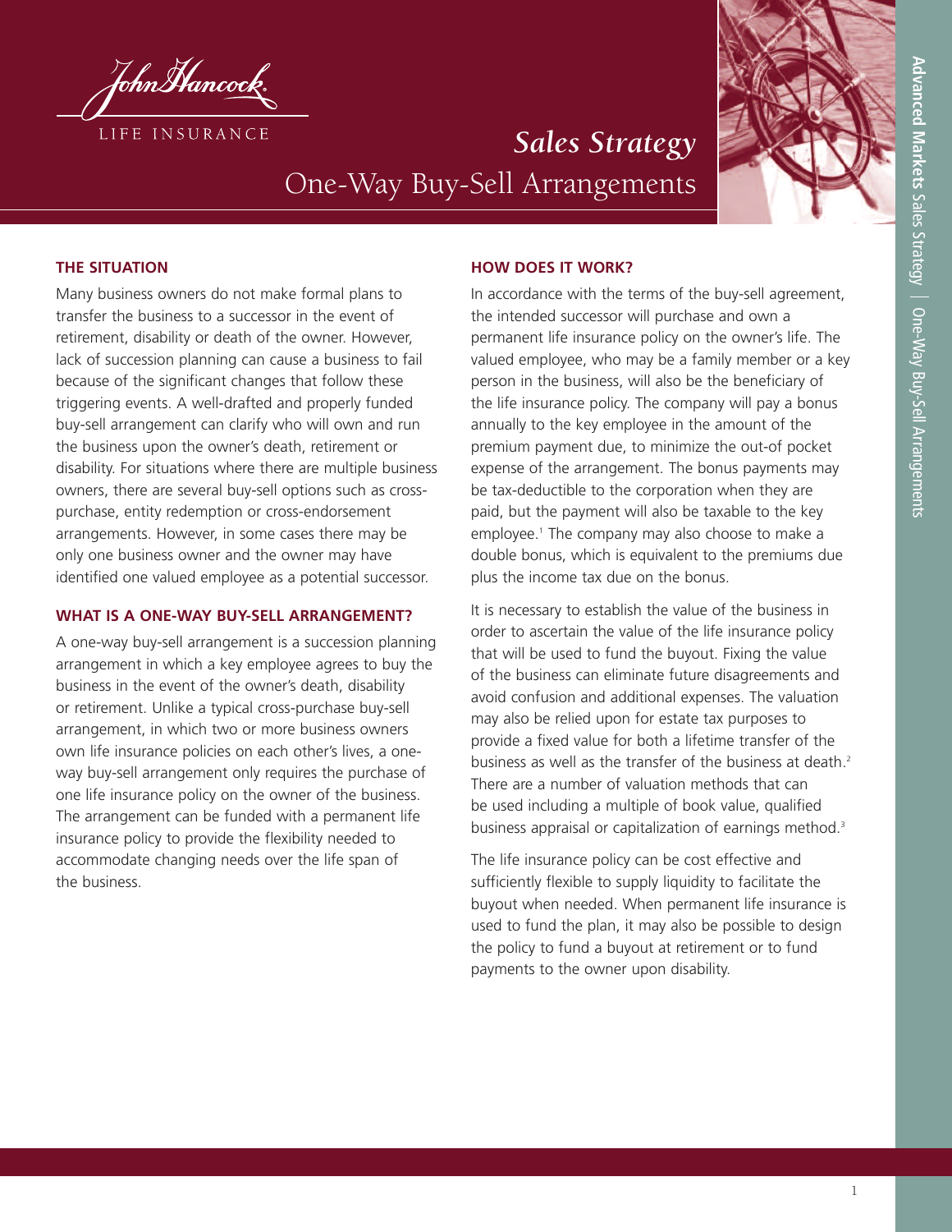John Hancock

LIFE INSURANCE

# *Sales Strategy*

# One-Way Buy-Sell Arrangements

## THE SITUATION

Many business owners do not make formal plans to transfer the business to a successor in the event of retirement, disability or death of the owner. However, lack of succession planning can cause a business to fail because of the significant changes that follow these triggering events. A well-drafted and properly funded buy-sell arrangement can clarify who will own and run the business upon the owner's death, retirement or disability. For situations where there are multiple business owners, there are several buy-sell options such as cross-purchase, entity redemption or cross-endorsement arrangements. However, in some cases there may be only one business owner and the owner may have identified one valued employee as a potential successor.

## WHAT IS A ONE-WAY BUY-SELL ARRANGEMENT?

A one-way buy-sell arrangement is a succession planning arrangement in which a key employee agrees to buy the business in the event of the owner's death, disability or retirement. Unlike a typical cross-purchase buy-sell arrangement, in which two or more business owners own life insurance policies on each other's lives, a one-way buy-sell arrangement only requires the purchase of one life insurance policy on the owner of the business. The arrangement can be funded with a permanent life insurance policy to provide the flexibility needed to accommodate changing needs over the life span of the business.

## HOW DOES IT WORK?

In accordance with the terms of the buy-sell agreement, the intended successor will purchase and own a permanent life insurance policy on the owner's life. The valued employee, who may be a family member or a key person in the business, will also be the beneficiary of the life insurance policy. The company will pay a bonus annually to the key employee in the amount of the premium payment due, to minimize the out-of pocket expense of the arrangement. The bonus payments may be tax-deductible to the corporation when they are paid, but the payment will also be taxable to the key employee.[1] The company may also choose to make a double bonus, which is equivalent to the premiums due plus the income tax due on the bonus.

It is necessary to establish the value of the business in order to ascertain the value of the life insurance policy that will be used to fund the buyout. Fixing the value of the business can eliminate future disagreements and avoid confusion and additional expenses. The valuation may also be relied upon for estate tax purposes to provide a fixed value for both a lifetime transfer of the business as well as the transfer of the business at death.[2] There are a number of valuation methods that can be used including a multiple of book value, qualified business appraisal or capitalization of earnings method.[3]

The life insurance policy can be cost effective and sufficiently flexible to supply liquidity to facilitate the buyout when needed. When permanent life insurance is used to fund the plan, it may also be possible to design the policy to fund a buyout at retirement or to fund payments to the owner upon disability.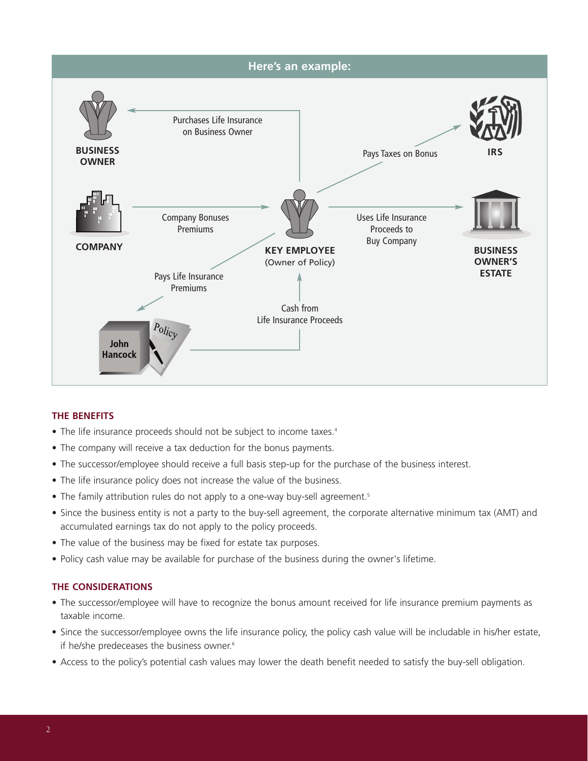## Here's an example:

BUSINESS OWNER

Purchases Life Insurance on Business Owner

Pays Taxes on Bonus

IRS

COMPANY

Company Bonuses Premiums

KEY EMPLOYEE (Owner of Policy)

Uses Life Insurance Proceeds to Buy Company

BUSINESS OWNER'S ESTATE

Pays Life Insurance Premiums

Cash from Life Insurance Proceeds

John Hancock

Policy

### THE BENEFITS

- The life insurance proceeds should not be subject to income taxes.[4]
- The company will receive a tax deduction for the bonus payments.
- The successor/employee should receive a full basis step-up for the purchase of the business interest.
- The life insurance policy does not increase the value of the business.
- The family attribution rules do not apply to a one-way buy-sell agreement.[5]
- Since the business entity is not a party to the buy-sell agreement, the corporate alternative minimum tax (AMT) and accumulated earnings tax do not apply to the policy proceeds.
- The value of the business may be fixed for estate tax purposes.
- Policy cash value may be available for purchase of the business during the owner's lifetime.

### THE CONSIDERATIONS

- The successor/employee will have to recognize the bonus amount received for life insurance premium payments as taxable income.
- Since the successor/employee owns the life insurance policy, the policy cash value will be includable in his/her estate, if he/she predeceases the business owner.[6]
- Access to the policy's potential cash values may lower the death benefit needed to satisfy the buy-sell obligation.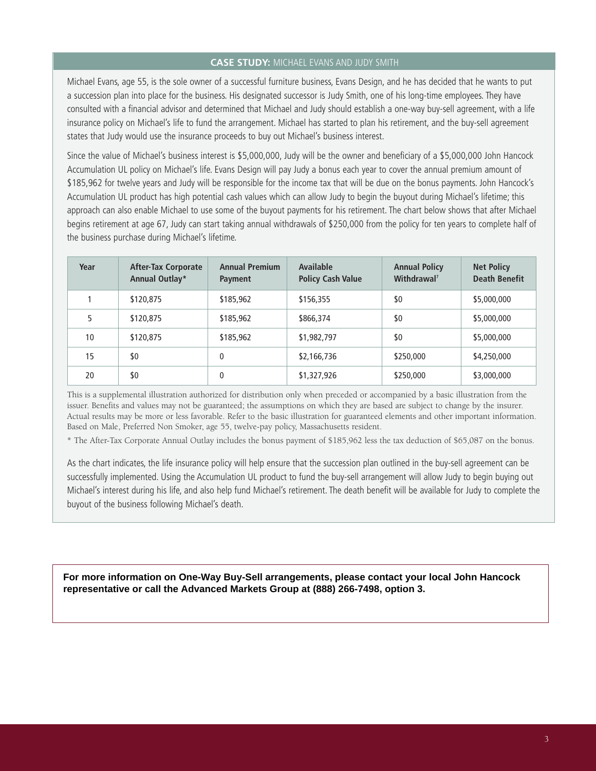## **CASE STUDY:** MICHAEL EVANS AND JUDY SMITH

Michael Evans, age 55, is the sole owner of a successful furniture business, Evans Design, and he has decided that he wants to put a succession plan into place for the business. His designated successor is Judy Smith, one of his long-time employees. They have consulted with a financial advisor and determined that Michael and Judy should establish a one-way buy-sell agreement, with a life insurance policy on Michael's life to fund the arrangement. Michael has started to plan his retirement, and the buy-sell agreement states that Judy would use the insurance proceeds to buy out Michael's business interest.

Since the value of Michael's business interest is $5,000,000, Judy will be the owner and beneficiary of a $5,000,000 John Hancock Accumulation UL policy on Michael's life. Evans Design will pay Judy a bonus each year to cover the annual premium amount of $185,962 for twelve years and Judy will be responsible for the income tax that will be due on the bonus payments. John Hancock's Accumulation UL product has high potential cash values which can allow Judy to begin the buyout during Michael's lifetime; this approach can also enable Michael to use some of the buyout payments for his retirement. The chart below shows that after Michael begins retirement at age 67, Judy can start taking annual withdrawals of $250,000 from the policy for ten years to complete half of the business purchase during Michael's lifetime.

| Year | After-Tax Corporate Annual Outlay* | Annual Premium Payment | Available Policy Cash Value | Annual Policy Withdrawal[7] | Net Policy Death Benefit |
|---|---|---|---|---|---|
| 1 | $120,875 | $185,962 | $156,355 | $0 | $5,000,000 |
| 5 | $120,875 | $185,962 | $866,374 | $0 | $5,000,000 |
| 10 | $120,875 | $185,962 | $1,982,797 | $0 | $5,000,000 |
| 15 | $0 | 0 | $2,166,736 | $250,000 | $4,250,000 |
| 20 | $0 | 0 | $1,327,926 | $250,000 | $3,000,000 |

This is a supplemental illustration authorized for distribution only when preceded or accompanied by a basic illustration from the issuer. Benefits and values may not be guaranteed; the assumptions on which they are based are subject to change by the insurer. Actual results may be more or less favorable. Refer to the basic illustration for guaranteed elements and other important information. Based on Male, Preferred Non Smoker, age 55, twelve-pay policy, Massachusetts resident.

* The After-Tax Corporate Annual Outlay includes the bonus payment of $185,962 less the tax deduction of $65,087 on the bonus.

As the chart indicates, the life insurance policy will help ensure that the succession plan outlined in the buy-sell agreement can be successfully implemented. Using the Accumulation UL product to fund the buy-sell arrangement will allow Judy to begin buying out Michael's interest during his life, and also help fund Michael's retirement. The death benefit will be available for Judy to complete the buyout of the business following Michael's death.

**For more information on One-Way Buy-Sell arrangements, please contact your local John Hancock representative or call the Advanced Markets Group at (888) 266-7498, option 3.**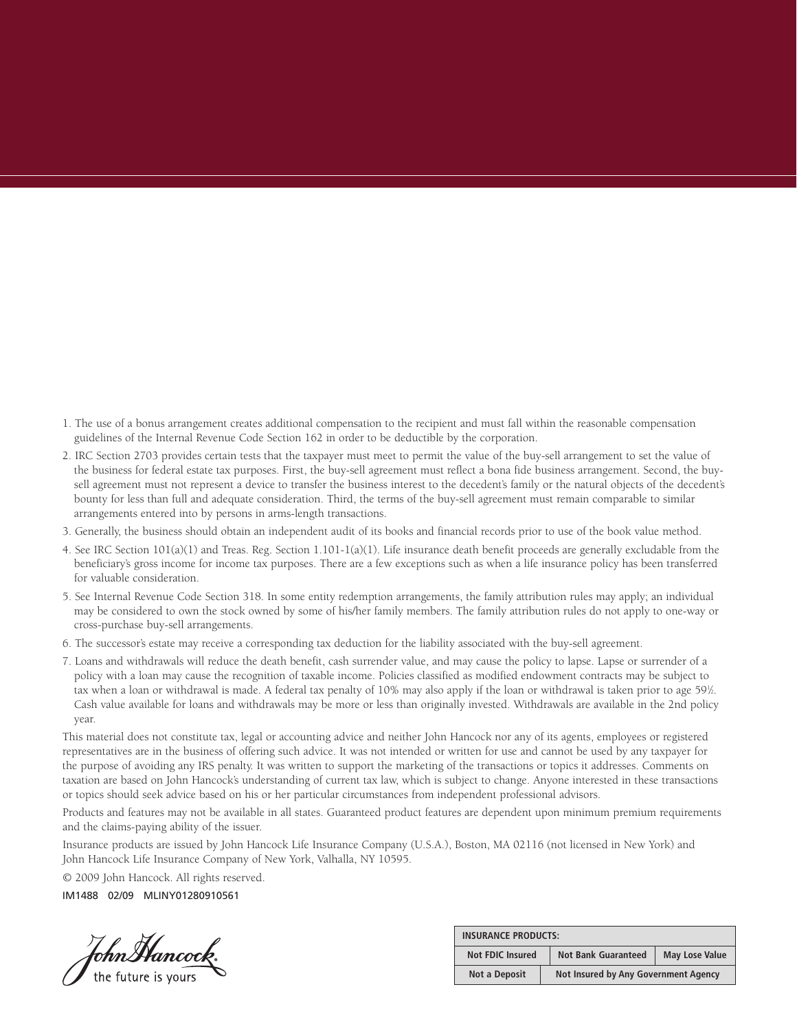1. The use of a bonus arrangement creates additional compensation to the recipient and must fall within the reasonable compensation guidelines of the Internal Revenue Code Section 162 in order to be deductible by the corporation.
2. IRC Section 2703 provides certain tests that the taxpayer must meet to permit the value of the buy-sell arrangement to set the value of the business for federal estate tax purposes. First, the buy-sell agreement must reflect a bona fide business arrangement. Second, the buy-sell agreement must not represent a device to transfer the business interest to the decedent's family or the natural objects of the decedent's bounty for less than full and adequate consideration. Third, the terms of the buy-sell agreement must remain comparable to similar arrangements entered into by persons in arms-length transactions.
3. Generally, the business should obtain an independent audit of its books and financial records prior to use of the book value method.
4. See IRC Section 101(a)(1) and Treas. Reg. Section 1.101-1(a)(1). Life insurance death benefit proceeds are generally excludable from the beneficiary's gross income for income tax purposes. There are a few exceptions such as when a life insurance policy has been transferred for valuable consideration.
5. See Internal Revenue Code Section 318. In some entity redemption arrangements, the family attribution rules may apply; an individual may be considered to own the stock owned by some of his/her family members. The family attribution rules do not apply to one-way or cross-purchase buy-sell arrangements.
6. The successor's estate may receive a corresponding tax deduction for the liability associated with the buy-sell agreement.
7. Loans and withdrawals will reduce the death benefit, cash surrender value, and may cause the policy to lapse. Lapse or surrender of a policy with a loan may cause the recognition of taxable income. Policies classified as modified endowment contracts may be subject to tax when a loan or withdrawal is made. A federal tax penalty of 10% may also apply if the loan or withdrawal is taken prior to age 59½. Cash value available for loans and withdrawals may be more or less than originally invested. Withdrawals are available in the 2nd policy year.

This material does not constitute tax, legal or accounting advice and neither John Hancock nor any of its agents, employees or registered representatives are in the business of offering such advice. It was not intended or written for use and cannot be used by any taxpayer for the purpose of avoiding any IRS penalty. It was written to support the marketing of the transactions or topics it addresses. Comments on taxation are based on John Hancock's understanding of current tax law, which is subject to change. Anyone interested in these transactions or topics should seek advice based on his or her particular circumstances from independent professional advisors.

Products and features may not be available in all states. Guaranteed product features are dependent upon minimum premium requirements and the claims-paying ability of the issuer.

Insurance products are issued by John Hancock Life Insurance Company (U.S.A.), Boston, MA 02116 (not licensed in New York) and John Hancock Life Insurance Company of New York, Valhalla, NY 10595.

© 2009 John Hancock. All rights reserved.

IM1488 02/09 MLINY01280910561

John Hancock
the future is yours

| INSURANCE PRODUCTS: | | |
|---|---|---|
| Not FDIC Insured | Not Bank Guaranteed | May Lose Value |
| Not a Deposit | Not Insured by Any Government Agency | |